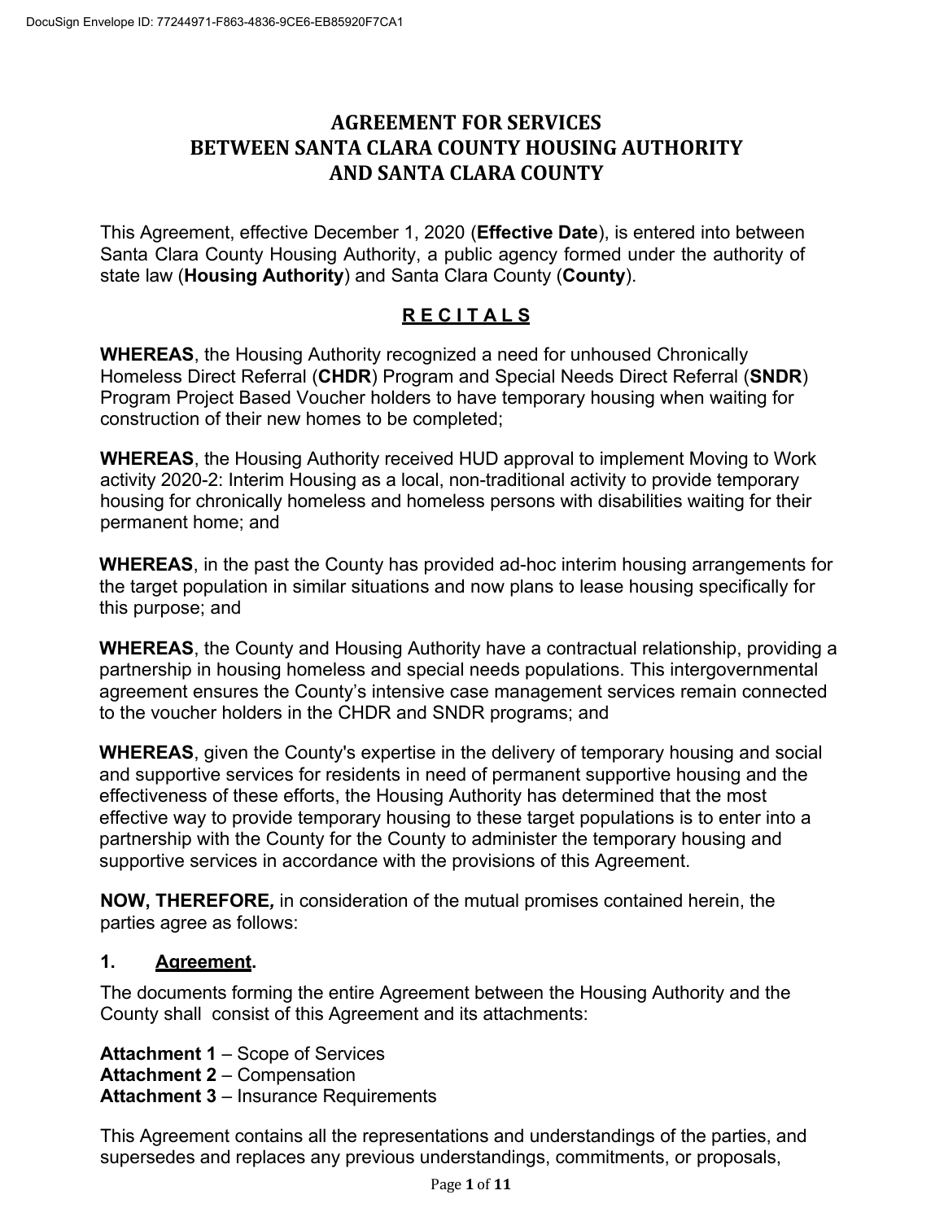# AGREEMENT FOR SERVICES BETWEEN SANTA CLARA COUNTY HOUSING AUTHORITY AND SANTA CLARA COUNTY

This Agreement, effective December 1, 2020 (**Effective Date**), is entered into between Santa Clara County Housing Authority, a public agency formed under the authority of state law (**Housing Authority**) and Santa Clara County (**County**).

## R E C I T A L S

**WHEREAS**, the Housing Authority recognized a need for unhoused Chronically Homeless Direct Referral (**CHDR**) Program and Special Needs Direct Referral (**SNDR**) Program Project Based Voucher holders to have temporary housing when waiting for construction of their new homes to be completed;

**WHEREAS**, the Housing Authority received HUD approval to implement Moving to Work activity 2020-2: Interim Housing as a local, non-traditional activity to provide temporary housing for chronically homeless and homeless persons with disabilities waiting for their permanent home; and

**WHEREAS**, in the past the County has provided ad-hoc interim housing arrangements for the target population in similar situations and now plans to lease housing specifically for this purpose; and

**WHEREAS**, the County and Housing Authority have a contractual relationship, providing a partnership in housing homeless and special needs populations. This intergovernmental agreement ensures the County's intensive case management services remain connected to the voucher holders in the CHDR and SNDR programs; and

**WHEREAS**, given the County's expertise in the delivery of temporary housing and social and supportive services for residents in need of permanent supportive housing and the effectiveness of these efforts, the Housing Authority has determined that the most effective way to provide temporary housing to these target populations is to enter into a partnership with the County for the County to administer the temporary housing and supportive services in accordance with the provisions of this Agreement.

**NOW, THEREFORE,** in consideration of the mutual promises contained herein, the parties agree as follows:

### 1. Agreement.

The documents forming the entire Agreement between the Housing Authority and the County shall consist of this Agreement and its attachments:

**Attachment 1** – Scope of Services
**Attachment 2** – Compensation
**Attachment 3** – Insurance Requirements

This Agreement contains all the representations and understandings of the parties, and supersedes and replaces any previous understandings, commitments, or proposals,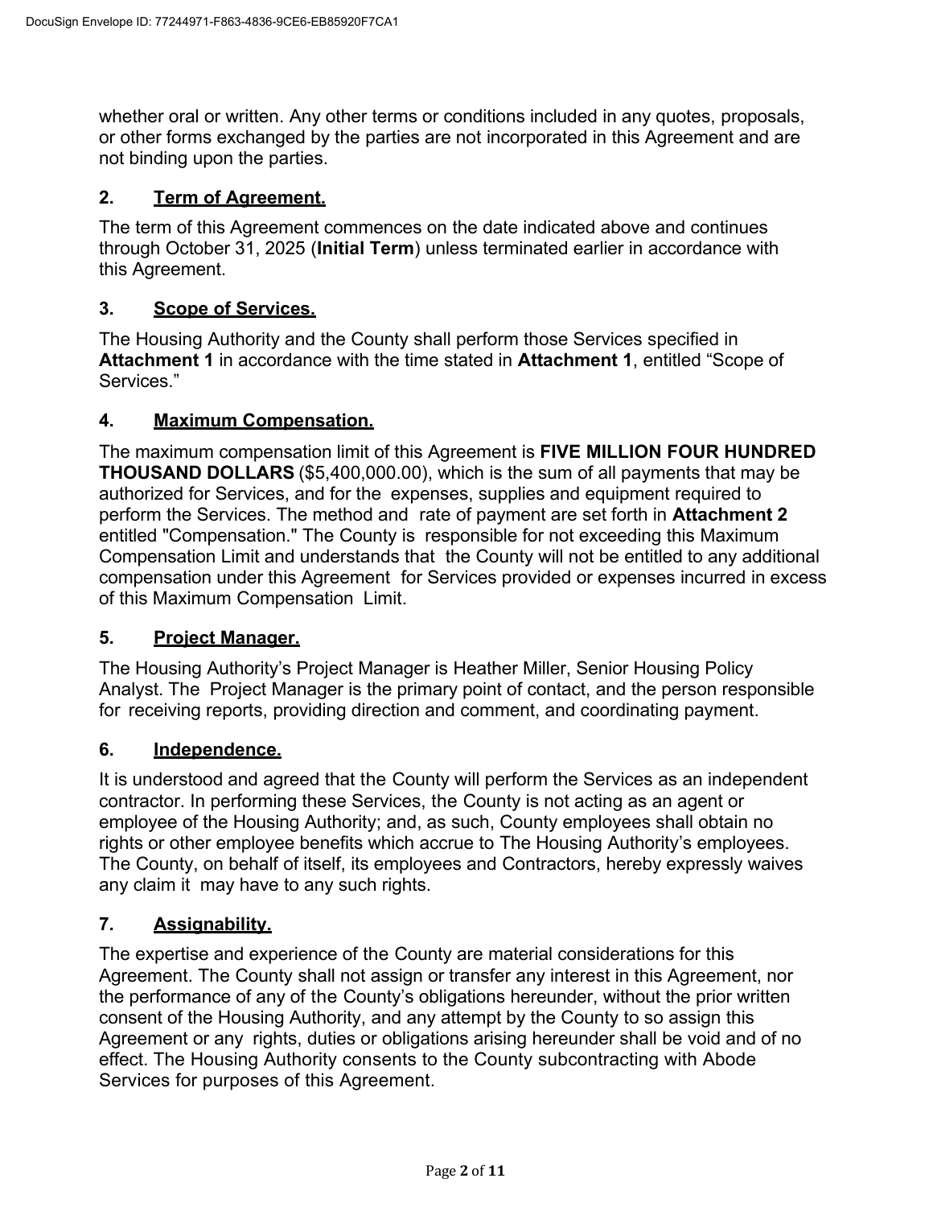whether oral or written. Any other terms or conditions included in any quotes, proposals, or other forms exchanged by the parties are not incorporated in this Agreement and are not binding upon the parties.

## 2. Term of Agreement.

The term of this Agreement commences on the date indicated above and continues through October 31, 2025 (**Initial Term**) unless terminated earlier in accordance with this Agreement.

## 3. Scope of Services.

The Housing Authority and the County shall perform those Services specified in **Attachment 1** in accordance with the time stated in **Attachment 1**, entitled "Scope of Services."

## 4. Maximum Compensation.

The maximum compensation limit of this Agreement is **FIVE MILLION FOUR HUNDRED THOUSAND DOLLARS** ($5,400,000.00), which is the sum of all payments that may be authorized for Services, and for the expenses, supplies and equipment required to perform the Services. The method and rate of payment are set forth in **Attachment 2** entitled "Compensation." The County is responsible for not exceeding this Maximum Compensation Limit and understands that the County will not be entitled to any additional compensation under this Agreement for Services provided or expenses incurred in excess of this Maximum Compensation Limit.

## 5. Project Manager.

The Housing Authority's Project Manager is Heather Miller, Senior Housing Policy Analyst. The Project Manager is the primary point of contact, and the person responsible for receiving reports, providing direction and comment, and coordinating payment.

## 6. Independence.

It is understood and agreed that the County will perform the Services as an independent contractor. In performing these Services, the County is not acting as an agent or employee of the Housing Authority; and, as such, County employees shall obtain no rights or other employee benefits which accrue to The Housing Authority's employees. The County, on behalf of itself, its employees and Contractors, hereby expressly waives any claim it may have to any such rights.

## 7. Assignability.

The expertise and experience of the County are material considerations for this Agreement. The County shall not assign or transfer any interest in this Agreement, nor the performance of any of the County's obligations hereunder, without the prior written consent of the Housing Authority, and any attempt by the County to so assign this Agreement or any rights, duties or obligations arising hereunder shall be void and of no effect. The Housing Authority consents to the County subcontracting with Abode Services for purposes of this Agreement.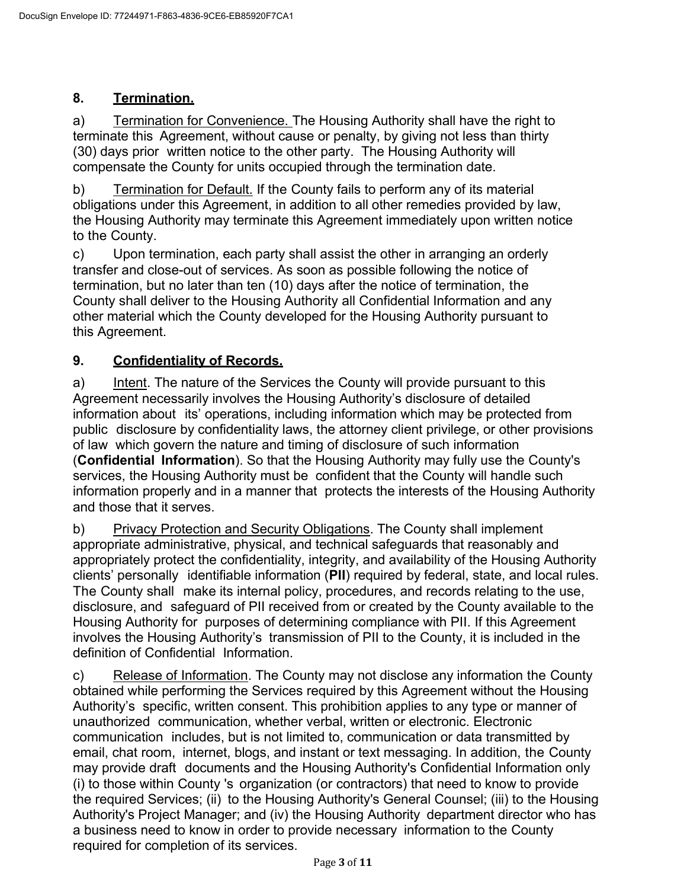## 8. Termination.

a) Termination for Convenience. The Housing Authority shall have the right to terminate this Agreement, without cause or penalty, by giving not less than thirty (30) days prior written notice to the other party. The Housing Authority will compensate the County for units occupied through the termination date.

b) Termination for Default. If the County fails to perform any of its material obligations under this Agreement, in addition to all other remedies provided by law, the Housing Authority may terminate this Agreement immediately upon written notice to the County.

c) Upon termination, each party shall assist the other in arranging an orderly transfer and close-out of services. As soon as possible following the notice of termination, but no later than ten (10) days after the notice of termination, the County shall deliver to the Housing Authority all Confidential Information and any other material which the County developed for the Housing Authority pursuant to this Agreement.

## 9. Confidentiality of Records.

a) Intent. The nature of the Services the County will provide pursuant to this Agreement necessarily involves the Housing Authority's disclosure of detailed information about its' operations, including information which may be protected from public disclosure by confidentiality laws, the attorney client privilege, or other provisions of law which govern the nature and timing of disclosure of such information (**Confidential Information**). So that the Housing Authority may fully use the County's services, the Housing Authority must be confident that the County will handle such information properly and in a manner that protects the interests of the Housing Authority and those that it serves.

b) Privacy Protection and Security Obligations. The County shall implement appropriate administrative, physical, and technical safeguards that reasonably and appropriately protect the confidentiality, integrity, and availability of the Housing Authority clients' personally identifiable information (**PII**) required by federal, state, and local rules. The County shall make its internal policy, procedures, and records relating to the use, disclosure, and safeguard of PII received from or created by the County available to the Housing Authority for purposes of determining compliance with PII. If this Agreement involves the Housing Authority's transmission of PII to the County, it is included in the definition of Confidential Information.

c) Release of Information. The County may not disclose any information the County obtained while performing the Services required by this Agreement without the Housing Authority's specific, written consent. This prohibition applies to any type or manner of unauthorized communication, whether verbal, written or electronic. Electronic communication includes, but is not limited to, communication or data transmitted by email, chat room, internet, blogs, and instant or text messaging. In addition, the County may provide draft documents and the Housing Authority's Confidential Information only (i) to those within County 's organization (or contractors) that need to know to provide the required Services; (ii) to the Housing Authority's General Counsel; (iii) to the Housing Authority's Project Manager; and (iv) the Housing Authority department director who has a business need to know in order to provide necessary information to the County required for completion of its services.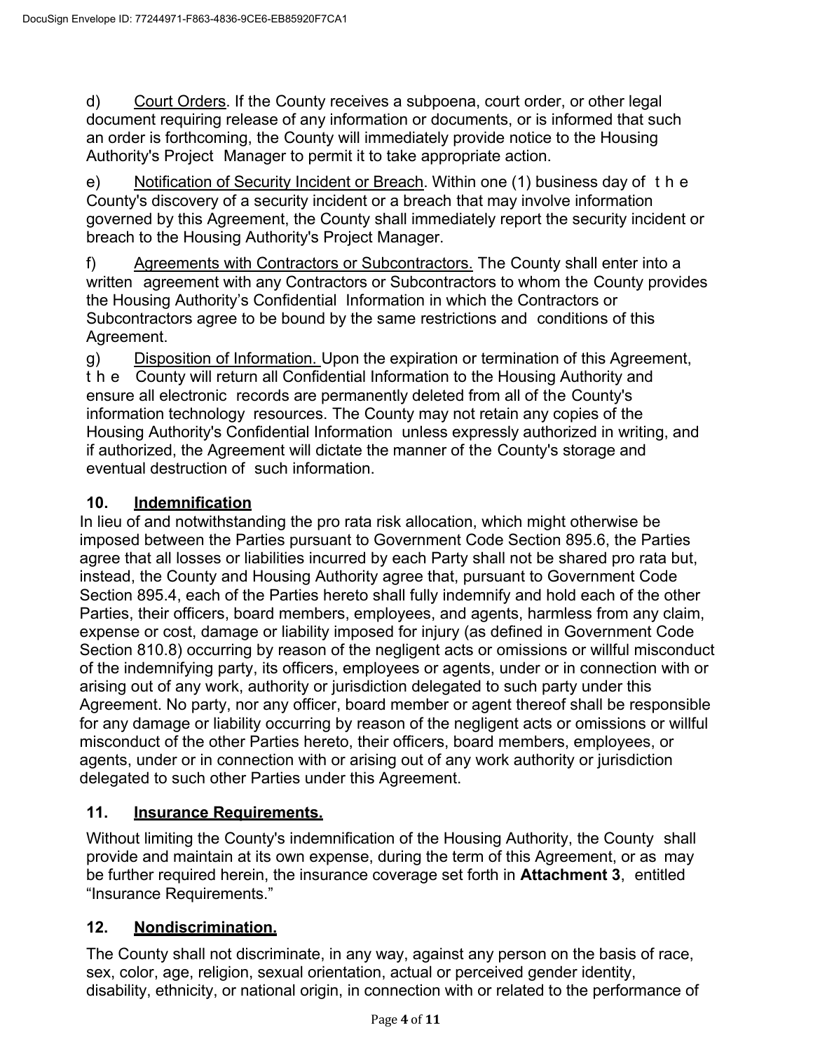d) Court Orders. If the County receives a subpoena, court order, or other legal document requiring release of any information or documents, or is informed that such an order is forthcoming, the County will immediately provide notice to the Housing Authority's Project Manager to permit it to take appropriate action.

e) Notification of Security Incident or Breach. Within one (1) business day of the County's discovery of a security incident or a breach that may involve information governed by this Agreement, the County shall immediately report the security incident or breach to the Housing Authority's Project Manager.

f) Agreements with Contractors or Subcontractors. The County shall enter into a written agreement with any Contractors or Subcontractors to whom the County provides the Housing Authority's Confidential Information in which the Contractors or Subcontractors agree to be bound by the same restrictions and conditions of this Agreement.

g) Disposition of Information. Upon the expiration or termination of this Agreement, the County will return all Confidential Information to the Housing Authority and ensure all electronic records are permanently deleted from all of the County's information technology resources. The County may not retain any copies of the Housing Authority's Confidential Information unless expressly authorized in writing, and if authorized, the Agreement will dictate the manner of the County's storage and eventual destruction of such information.

## 10. Indemnification

In lieu of and notwithstanding the pro rata risk allocation, which might otherwise be imposed between the Parties pursuant to Government Code Section 895.6, the Parties agree that all losses or liabilities incurred by each Party shall not be shared pro rata but, instead, the County and Housing Authority agree that, pursuant to Government Code Section 895.4, each of the Parties hereto shall fully indemnify and hold each of the other Parties, their officers, board members, employees, and agents, harmless from any claim, expense or cost, damage or liability imposed for injury (as defined in Government Code Section 810.8) occurring by reason of the negligent acts or omissions or willful misconduct of the indemnifying party, its officers, employees or agents, under or in connection with or arising out of any work, authority or jurisdiction delegated to such party under this Agreement. No party, nor any officer, board member or agent thereof shall be responsible for any damage or liability occurring by reason of the negligent acts or omissions or willful misconduct of the other Parties hereto, their officers, board members, employees, or agents, under or in connection with or arising out of any work authority or jurisdiction delegated to such other Parties under this Agreement.

## 11. Insurance Requirements.

Without limiting the County's indemnification of the Housing Authority, the County shall provide and maintain at its own expense, during the term of this Agreement, or as may be further required herein, the insurance coverage set forth in **Attachment 3**, entitled "Insurance Requirements."

## 12. Nondiscrimination.

The County shall not discriminate, in any way, against any person on the basis of race, sex, color, age, religion, sexual orientation, actual or perceived gender identity, disability, ethnicity, or national origin, in connection with or related to the performance of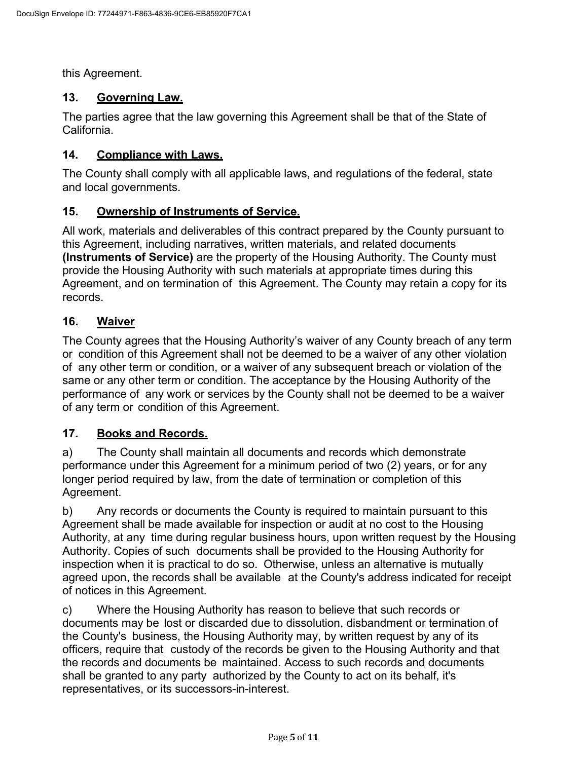this Agreement.

## 13. Governing Law.

The parties agree that the law governing this Agreement shall be that of the State of California.

## 14. Compliance with Laws.

The County shall comply with all applicable laws, and regulations of the federal, state and local governments.

## 15. Ownership of Instruments of Service.

All work, materials and deliverables of this contract prepared by the County pursuant to this Agreement, including narratives, written materials, and related documents **(Instruments of Service)** are the property of the Housing Authority. The County must provide the Housing Authority with such materials at appropriate times during this Agreement, and on termination of this Agreement. The County may retain a copy for its records.

## 16. Waiver

The County agrees that the Housing Authority's waiver of any County breach of any term or condition of this Agreement shall not be deemed to be a waiver of any other violation of any other term or condition, or a waiver of any subsequent breach or violation of the same or any other term or condition. The acceptance by the Housing Authority of the performance of any work or services by the County shall not be deemed to be a waiver of any term or condition of this Agreement.

## 17. Books and Records.

a) The County shall maintain all documents and records which demonstrate performance under this Agreement for a minimum period of two (2) years, or for any longer period required by law, from the date of termination or completion of this Agreement.

b) Any records or documents the County is required to maintain pursuant to this Agreement shall be made available for inspection or audit at no cost to the Housing Authority, at any time during regular business hours, upon written request by the Housing Authority. Copies of such documents shall be provided to the Housing Authority for inspection when it is practical to do so. Otherwise, unless an alternative is mutually agreed upon, the records shall be available at the County's address indicated for receipt of notices in this Agreement.

c) Where the Housing Authority has reason to believe that such records or documents may be lost or discarded due to dissolution, disbandment or termination of the County's business, the Housing Authority may, by written request by any of its officers, require that custody of the records be given to the Housing Authority and that the records and documents be maintained. Access to such records and documents shall be granted to any party authorized by the County to act on its behalf, it's representatives, or its successors-in-interest.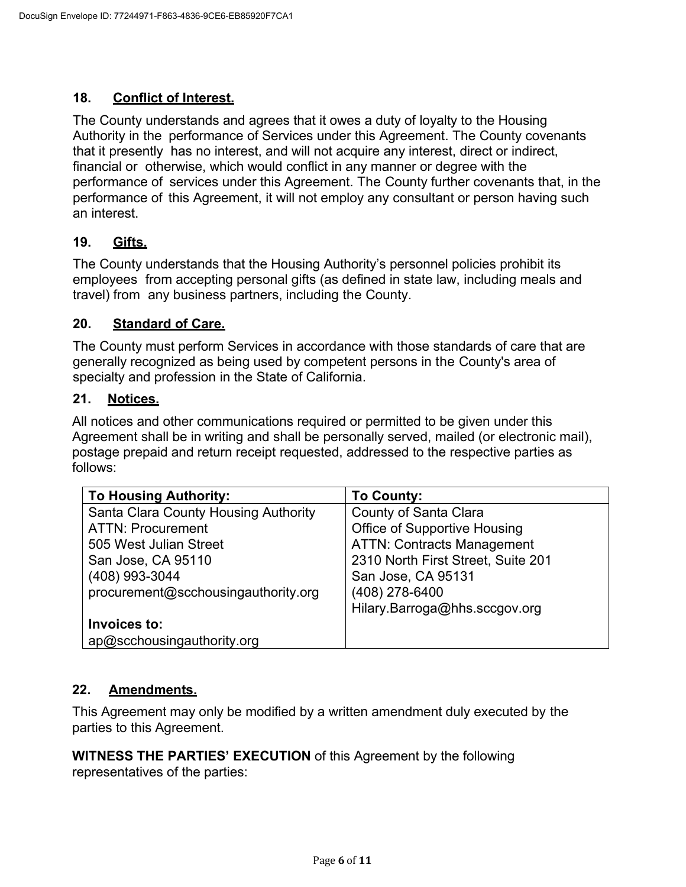## 18. Conflict of Interest.

The County understands and agrees that it owes a duty of loyalty to the Housing Authority in the performance of Services under this Agreement. The County covenants that it presently has no interest, and will not acquire any interest, direct or indirect, financial or otherwise, which would conflict in any manner or degree with the performance of services under this Agreement. The County further covenants that, in the performance of this Agreement, it will not employ any consultant or person having such an interest.

## 19. Gifts.

The County understands that the Housing Authority's personnel policies prohibit its employees from accepting personal gifts (as defined in state law, including meals and travel) from any business partners, including the County.

## 20. Standard of Care.

The County must perform Services in accordance with those standards of care that are generally recognized as being used by competent persons in the County's area of specialty and profession in the State of California.

## 21. Notices.

All notices and other communications required or permitted to be given under this Agreement shall be in writing and shall be personally served, mailed (or electronic mail), postage prepaid and return receipt requested, addressed to the respective parties as follows:

| **To Housing Authority:** | **To County:** |
|---|---|
| Santa Clara County Housing Authority<br>ATTN: Procurement<br>505 West Julian Street<br>San Jose, CA 95110<br>(408) 993-3044<br>procurement@scchousingauthority.org<br><br>**Invoices to:**<br>ap@scchousingauthority.org | County of Santa Clara<br>Office of Supportive Housing<br>ATTN: Contracts Management<br>2310 North First Street, Suite 201<br>San Jose, CA 95131<br>(408) 278-6400<br>Hilary.Barroga@hhs.sccgov.org |

## 22. Amendments.

This Agreement may only be modified by a written amendment duly executed by the parties to this Agreement.

**WITNESS THE PARTIES' EXECUTION** of this Agreement by the following representatives of the parties: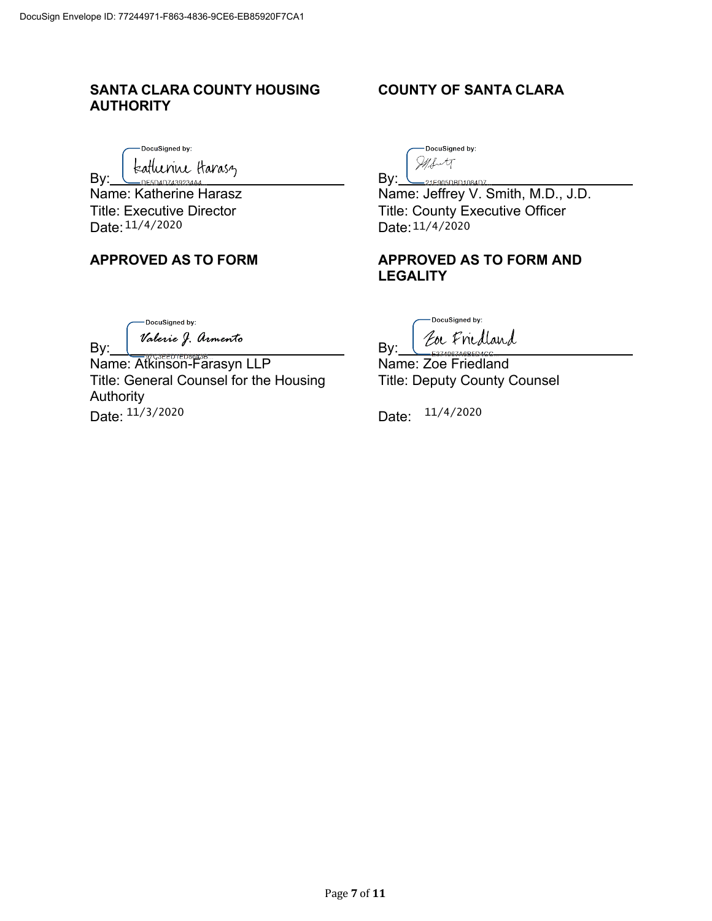DocuSign Envelope ID: 77244971-F863-4836-9CE6-EB85920F7CA1

**SANTA CLARA COUNTY HOUSING AUTHORITY**

By: Katherine Harasz

Name: Katherine Harasz
Title: Executive Director
Date: 11/4/2020

**COUNTY OF SANTA CLARA**

By: 

Name: Jeffrey V. Smith, M.D., J.D.
Title: County Executive Officer
Date: 11/4/2020

**APPROVED AS TO FORM**

By: Valerie J. Armento

Name: Atkinson-Farasyn LLP
Title: General Counsel for the Housing Authority
Date: 11/3/2020

**APPROVED AS TO FORM AND LEGALITY**

By: Zoe Friedland

Name: Zoe Friedland
Title: Deputy County Counsel
Date: 11/4/2020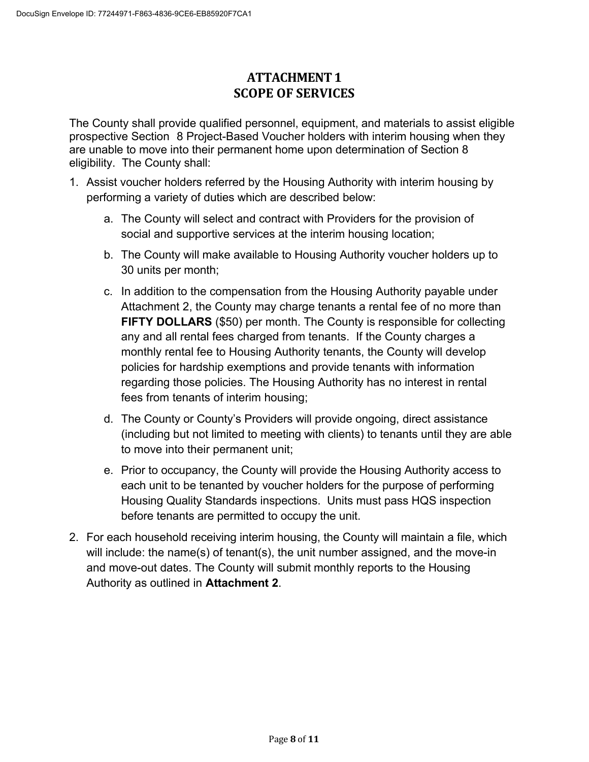# ATTACHMENT 1
# SCOPE OF SERVICES

The County shall provide qualified personnel, equipment, and materials to assist eligible prospective Section 8 Project-Based Voucher holders with interim housing when they are unable to move into their permanent home upon determination of Section 8 eligibility. The County shall:

1. Assist voucher holders referred by the Housing Authority with interim housing by performing a variety of duties which are described below:
   a. The County will select and contract with Providers for the provision of social and supportive services at the interim housing location;
   b. The County will make available to Housing Authority voucher holders up to 30 units per month;
   c. In addition to the compensation from the Housing Authority payable under Attachment 2, the County may charge tenants a rental fee of no more than **FIFTY DOLLARS** ($50) per month. The County is responsible for collecting any and all rental fees charged from tenants. If the County charges a monthly rental fee to Housing Authority tenants, the County will develop policies for hardship exemptions and provide tenants with information regarding those policies. The Housing Authority has no interest in rental fees from tenants of interim housing;
   d. The County or County's Providers will provide ongoing, direct assistance (including but not limited to meeting with clients) to tenants until they are able to move into their permanent unit;
   e. Prior to occupancy, the County will provide the Housing Authority access to each unit to be tenanted by voucher holders for the purpose of performing Housing Quality Standards inspections. Units must pass HQS inspection before tenants are permitted to occupy the unit.
2. For each household receiving interim housing, the County will maintain a file, which will include: the name(s) of tenant(s), the unit number assigned, and the move-in and move-out dates. The County will submit monthly reports to the Housing Authority as outlined in **Attachment 2**.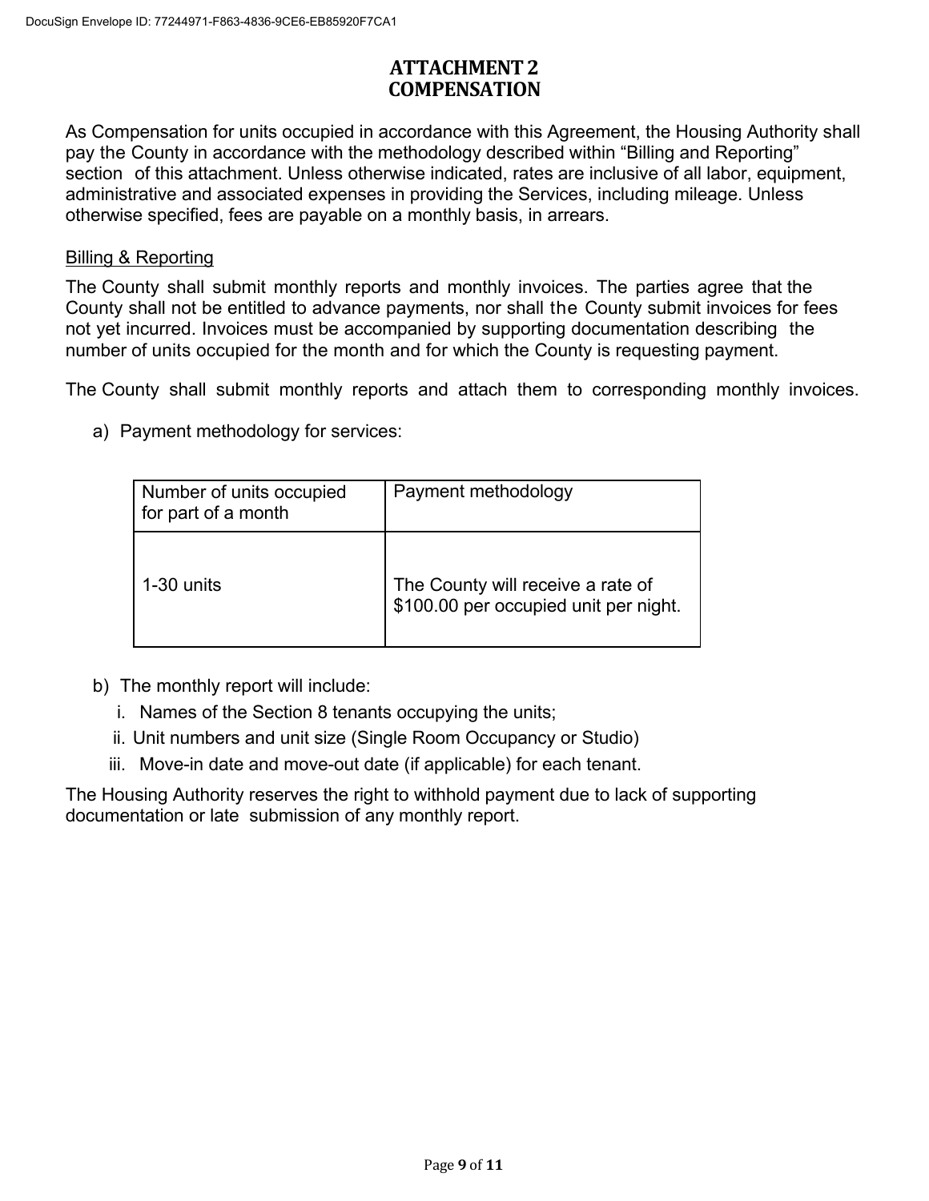# ATTACHMENT 2
# COMPENSATION

As Compensation for units occupied in accordance with this Agreement, the Housing Authority shall pay the County in accordance with the methodology described within "Billing and Reporting" section of this attachment. Unless otherwise indicated, rates are inclusive of all labor, equipment, administrative and associated expenses in providing the Services, including mileage. Unless otherwise specified, fees are payable on a monthly basis, in arrears.

Billing & Reporting

The County shall submit monthly reports and monthly invoices. The parties agree that the County shall not be entitled to advance payments, nor shall the County submit invoices for fees not yet incurred. Invoices must be accompanied by supporting documentation describing the number of units occupied for the month and for which the County is requesting payment.

The County shall submit monthly reports and attach them to corresponding monthly invoices.

a) Payment methodology for services:

| Number of units occupied for part of a month | Payment methodology |
|---|---|
| 1-30 units | The County will receive a rate of $100.00 per occupied unit per night. |

b) The monthly report will include:

   i. Names of the Section 8 tenants occupying the units;

   ii. Unit numbers and unit size (Single Room Occupancy or Studio)

   iii. Move-in date and move-out date (if applicable) for each tenant.

The Housing Authority reserves the right to withhold payment due to lack of supporting documentation or late submission of any monthly report.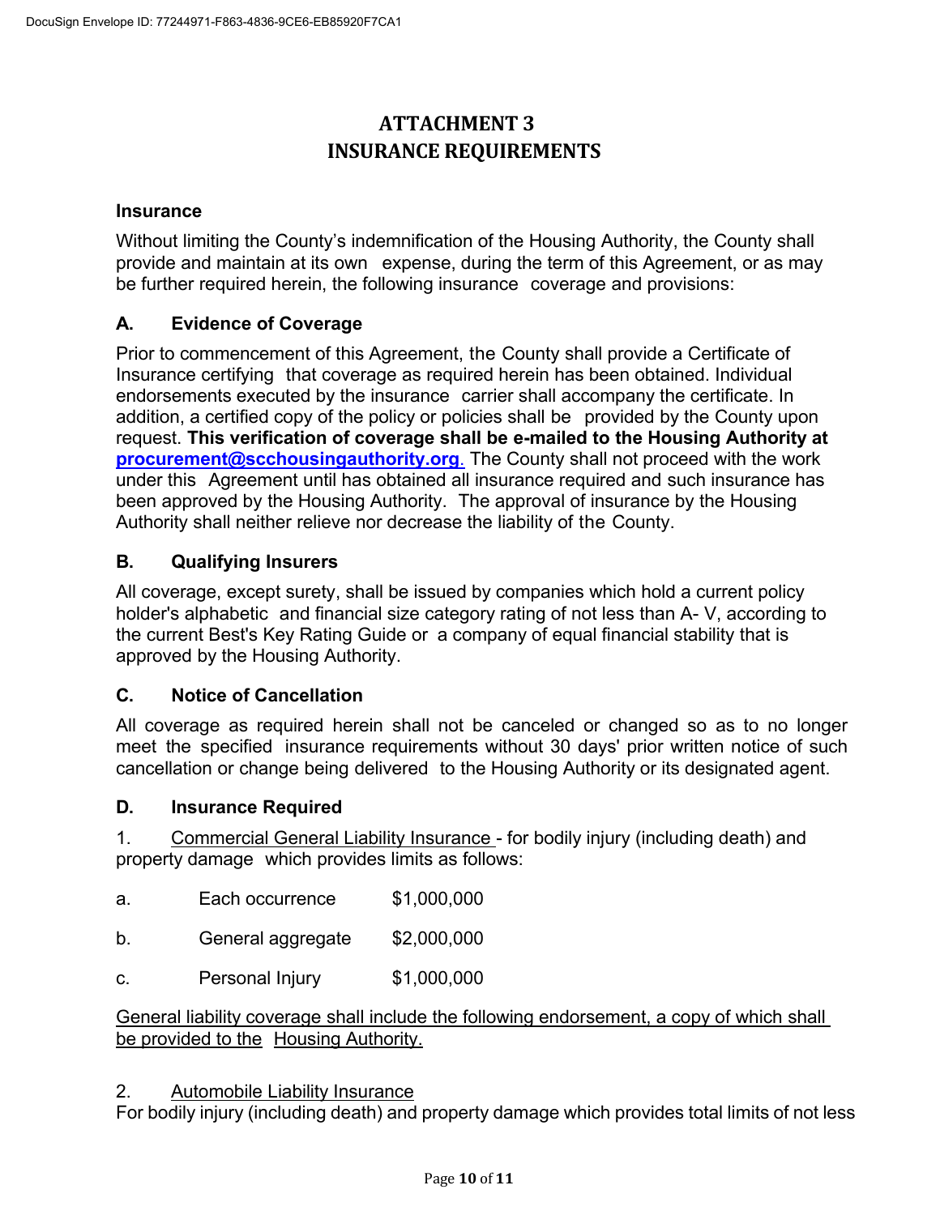# ATTACHMENT 3
# INSURANCE REQUIREMENTS

### Insurance

Without limiting the County's indemnification of the Housing Authority, the County shall provide and maintain at its own expense, during the term of this Agreement, or as may be further required herein, the following insurance coverage and provisions:

### A. Evidence of Coverage

Prior to commencement of this Agreement, the County shall provide a Certificate of Insurance certifying that coverage as required herein has been obtained. Individual endorsements executed by the insurance carrier shall accompany the certificate. In addition, a certified copy of the policy or policies shall be provided by the County upon request. **This verification of coverage shall be e-mailed to the Housing Authority at [procurement@scchousingauthority.org](mailto:procurement@scchousingauthority.org)**. The County shall not proceed with the work under this Agreement until has obtained all insurance required and such insurance has been approved by the Housing Authority. The approval of insurance by the Housing Authority shall neither relieve nor decrease the liability of the County.

### B. Qualifying Insurers

All coverage, except surety, shall be issued by companies which hold a current policy holder's alphabetic and financial size category rating of not less than A- V, according to the current Best's Key Rating Guide or a company of equal financial stability that is approved by the Housing Authority.

### C. Notice of Cancellation

All coverage as required herein shall not be canceled or changed so as to no longer meet the specified insurance requirements without 30 days' prior written notice of such cancellation or change being delivered to the Housing Authority or its designated agent.

### D. Insurance Required

1. Commercial General Liability Insurance - for bodily injury (including death) and property damage which provides limits as follows:

| | | |
|---|---|---|
| a. | Each occurrence | $1,000,000 |
| b. | General aggregate | $2,000,000 |
| c. | Personal Injury | $1,000,000 |

General liability coverage shall include the following endorsement, a copy of which shall be provided to the Housing Authority.

2. Automobile Liability Insurance

For bodily injury (including death) and property damage which provides total limits of not less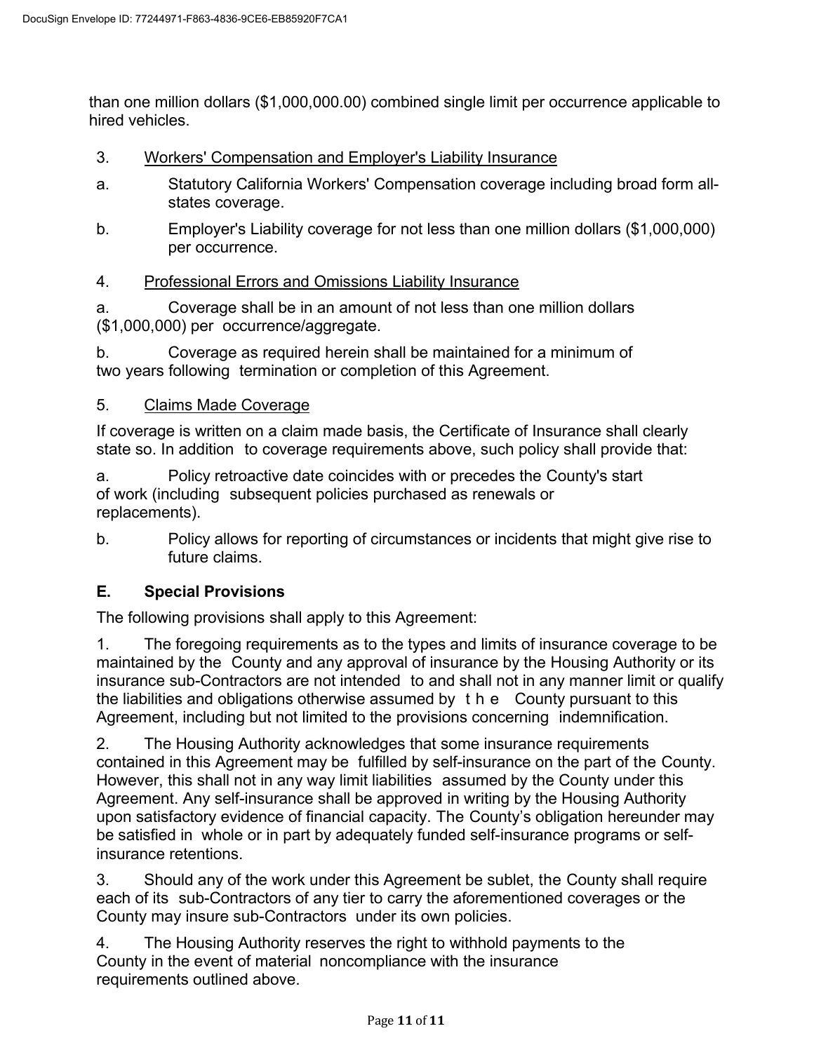than one million dollars ($1,000,000.00) combined single limit per occurrence applicable to hired vehicles.

3. Workers' Compensation and Employer's Liability Insurance

a. Statutory California Workers' Compensation coverage including broad form all-states coverage.

b. Employer's Liability coverage for not less than one million dollars ($1,000,000) per occurrence.

4. Professional Errors and Omissions Liability Insurance

a. Coverage shall be in an amount of not less than one million dollars ($1,000,000) per occurrence/aggregate.

b. Coverage as required herein shall be maintained for a minimum of two years following termination or completion of this Agreement.

5. Claims Made Coverage

If coverage is written on a claim made basis, the Certificate of Insurance shall clearly state so. In addition to coverage requirements above, such policy shall provide that:

a. Policy retroactive date coincides with or precedes the County's start of work (including subsequent policies purchased as renewals or replacements).

b. Policy allows for reporting of circumstances or incidents that might give rise to future claims.

### E. Special Provisions

The following provisions shall apply to this Agreement:

1. The foregoing requirements as to the types and limits of insurance coverage to be maintained by the County and any approval of insurance by the Housing Authority or its insurance sub-Contractors are not intended to and shall not in any manner limit or qualify the liabilities and obligations otherwise assumed by the County pursuant to this Agreement, including but not limited to the provisions concerning indemnification.

2. The Housing Authority acknowledges that some insurance requirements contained in this Agreement may be fulfilled by self-insurance on the part of the County. However, this shall not in any way limit liabilities assumed by the County under this Agreement. Any self-insurance shall be approved in writing by the Housing Authority upon satisfactory evidence of financial capacity. The County's obligation hereunder may be satisfied in whole or in part by adequately funded self-insurance programs or self-insurance retentions.

3. Should any of the work under this Agreement be sublet, the County shall require each of its sub-Contractors of any tier to carry the aforementioned coverages or the County may insure sub-Contractors under its own policies.

4. The Housing Authority reserves the right to withhold payments to the County in the event of material noncompliance with the insurance requirements outlined above.